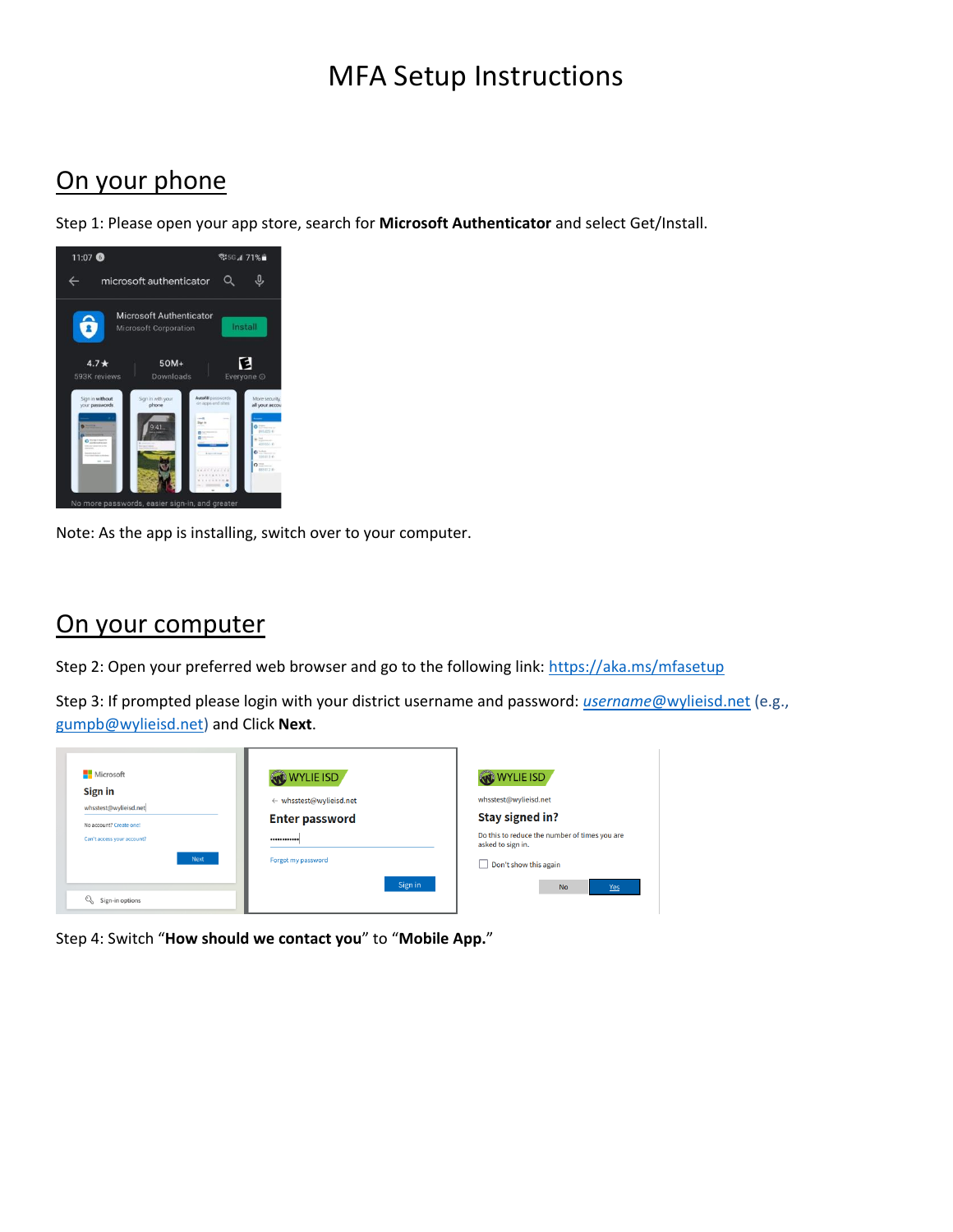# MFA Setup Instructions

## On your phone

Step 1: Please open your app store, search for **Microsoft Authenticator** and select Get/Install.

Note: As the app is installing, switch over to your computer.

## On your computer

Step 2: Open your preferred web browser and go to the following link: https://aka.ms/mfasetup

Step 3: If prompted please login with your district username and password: *username*@wylieisd.net (e.g., gumpb@wylieisd.net) and Click **Next**.

Step 4: Switch "**How should we contact you**" to "**Mobile App.**"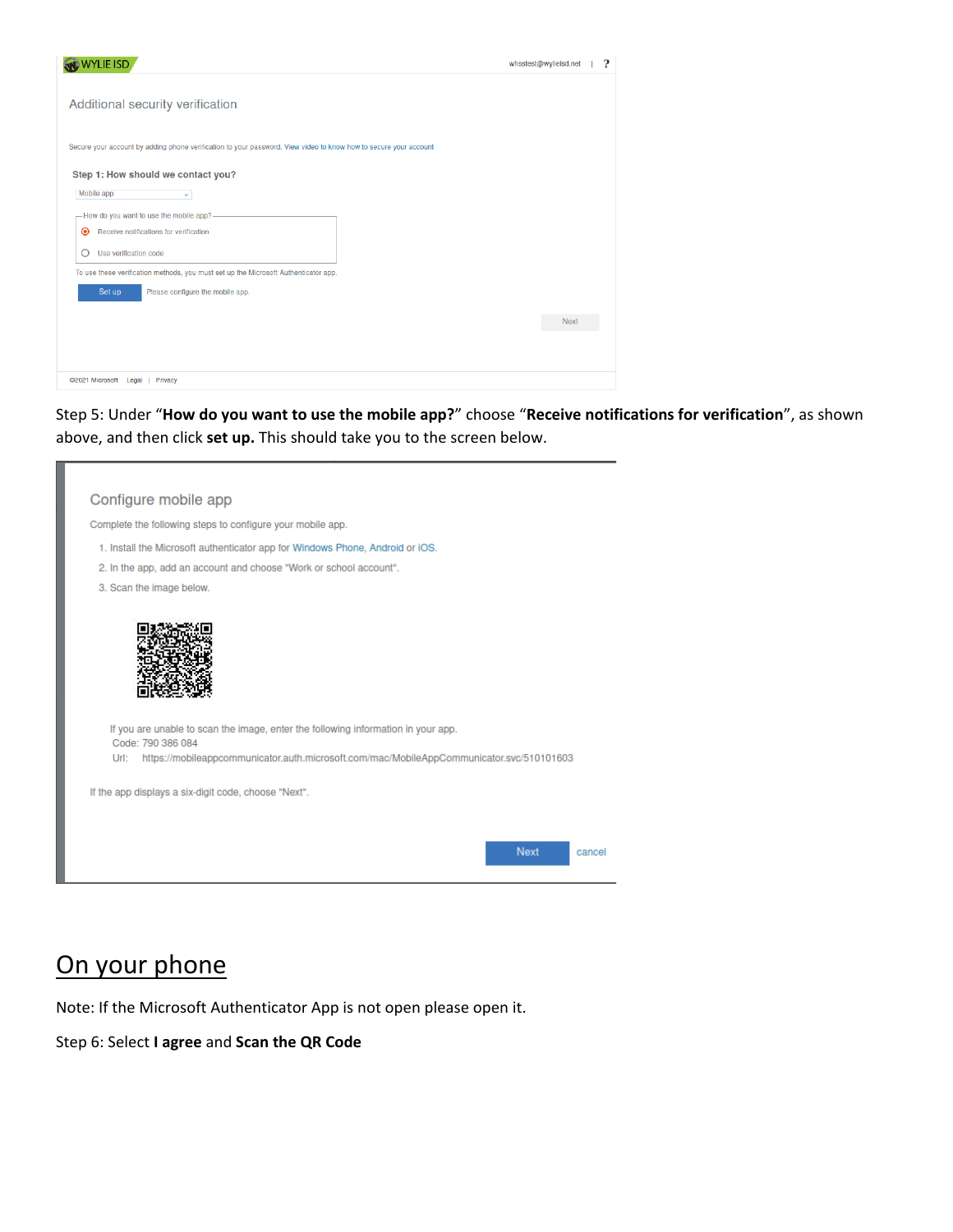WYLIE ISD

whsstest@wylieisd.net | ?

Additional security verification

Secure your account by adding phone verification to your password. View video to know how to secure your account

**Step 1: How should we contact you?**

Mobile app

How do you want to use the mobile app?

- Receive notifications for verification
- Use verification code

To use these verification methods, you must set up the Microsoft Authenticator app.

Set up   Please configure the mobile app.

Next

©2021 Microsoft   Legal | Privacy

Step 5: Under "**How do you want to use the mobile app?**" choose "**Receive notifications for verification**", as shown above, and then click **set up.** This should take you to the screen below.

Configure mobile app

Complete the following steps to configure your mobile app.

1. Install the Microsoft authenticator app for Windows Phone, Android or iOS.
2. In the app, add an account and choose "Work or school account".
3. Scan the image below.

If you are unable to scan the image, enter the following information in your app.
Code: 790 386 084
Url: https://mobileappcommunicator.auth.microsoft.com/mac/MobileAppCommunicator.svc/510101603

If the app displays a six-digit code, choose "Next".

Next   cancel

## On your phone

Note: If the Microsoft Authenticator App is not open please open it.

Step 6: Select **I agree** and **Scan the QR Code**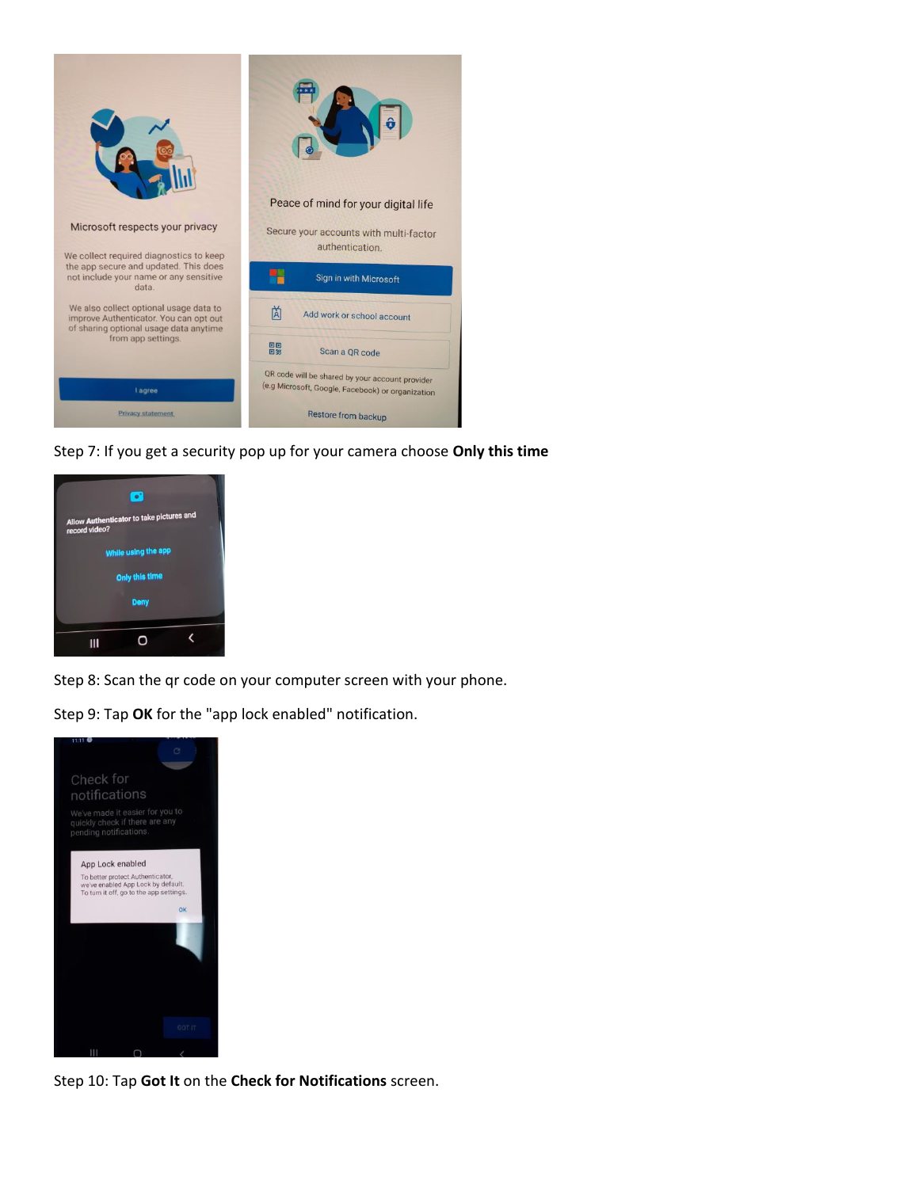Step 7: If you get a security pop up for your camera choose **Only this time**

Step 8: Scan the qr code on your computer screen with your phone.

Step 9: Tap **OK** for the "app lock enabled" notification.

Step 10: Tap **Got It** on the **Check for Notifications** screen.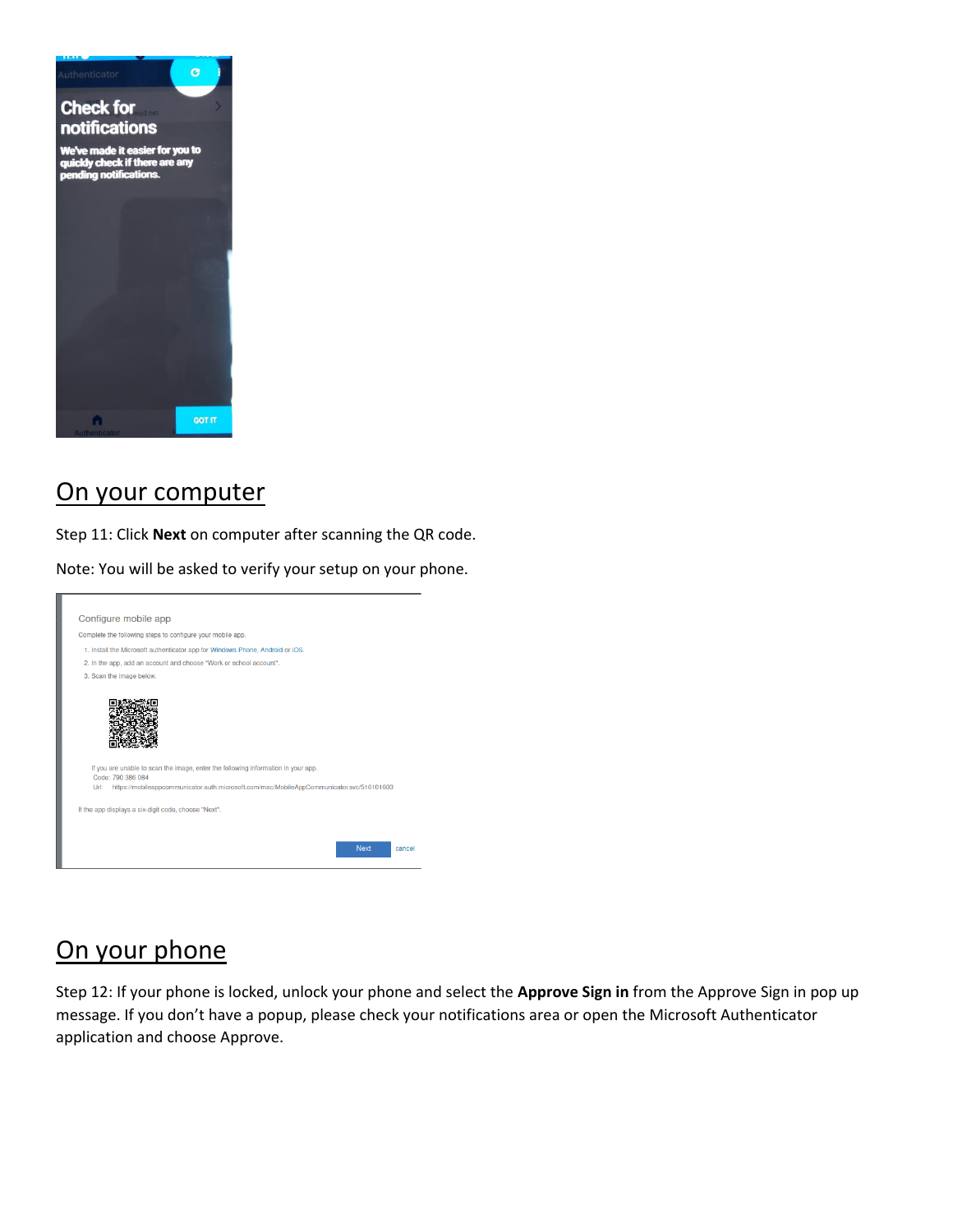## On your computer

Step 11: Click **Next** on computer after scanning the QR code.

Note: You will be asked to verify your setup on your phone.

## On your phone

Step 12: If your phone is locked, unlock your phone and select the **Approve Sign in** from the Approve Sign in pop up message. If you don't have a popup, please check your notifications area or open the Microsoft Authenticator application and choose Approve.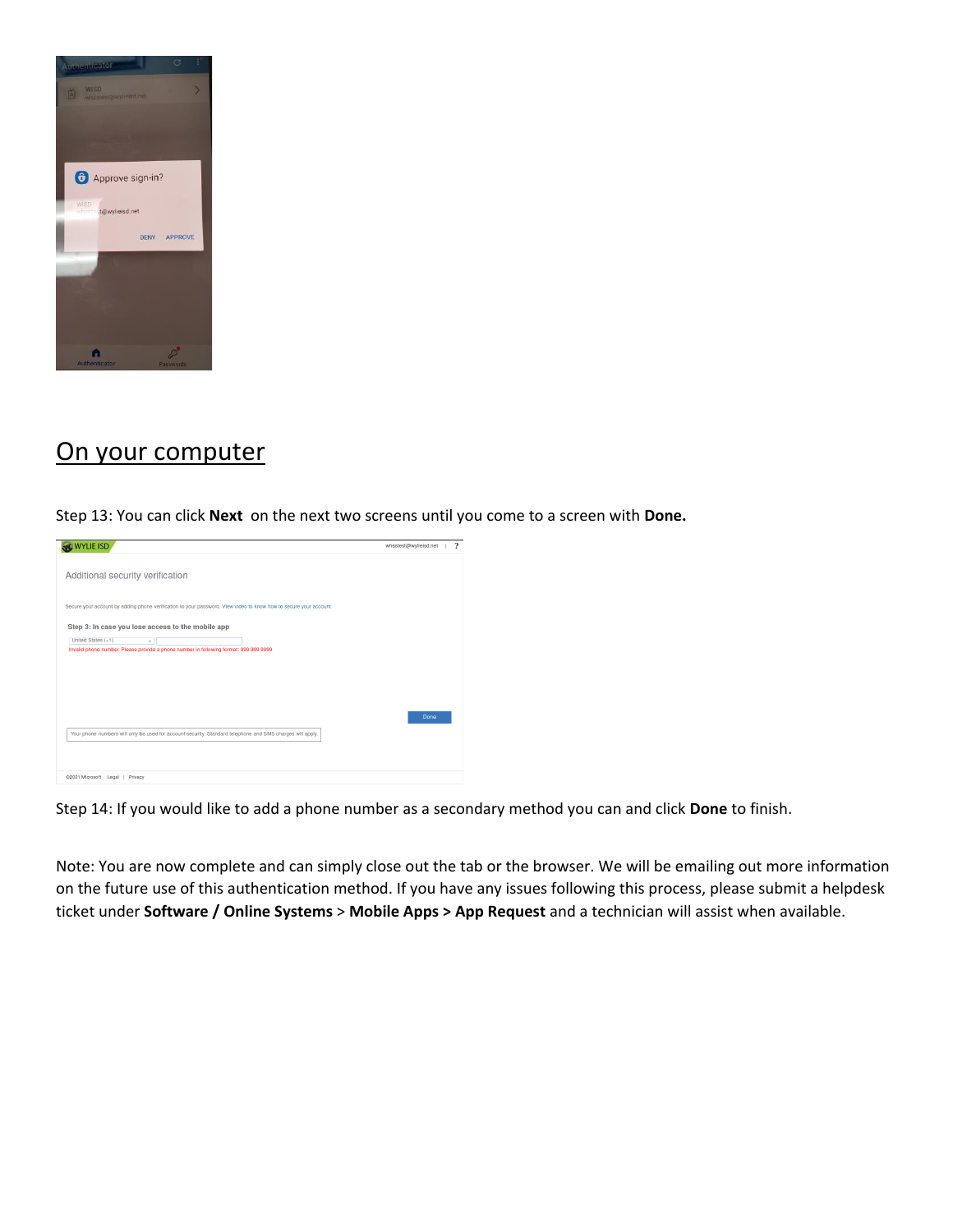## On your computer

Step 13: You can click **Next** on the next two screens until you come to a screen with **Done.**

Step 14: If you would like to add a phone number as a secondary method you can and click **Done** to finish.

Note: You are now complete and can simply close out the tab or the browser. We will be emailing out more information on the future use of this authentication method. If you have any issues following this process, please submit a helpdesk ticket under **Software / Online Systems** > **Mobile Apps > App Request** and a technician will assist when available.